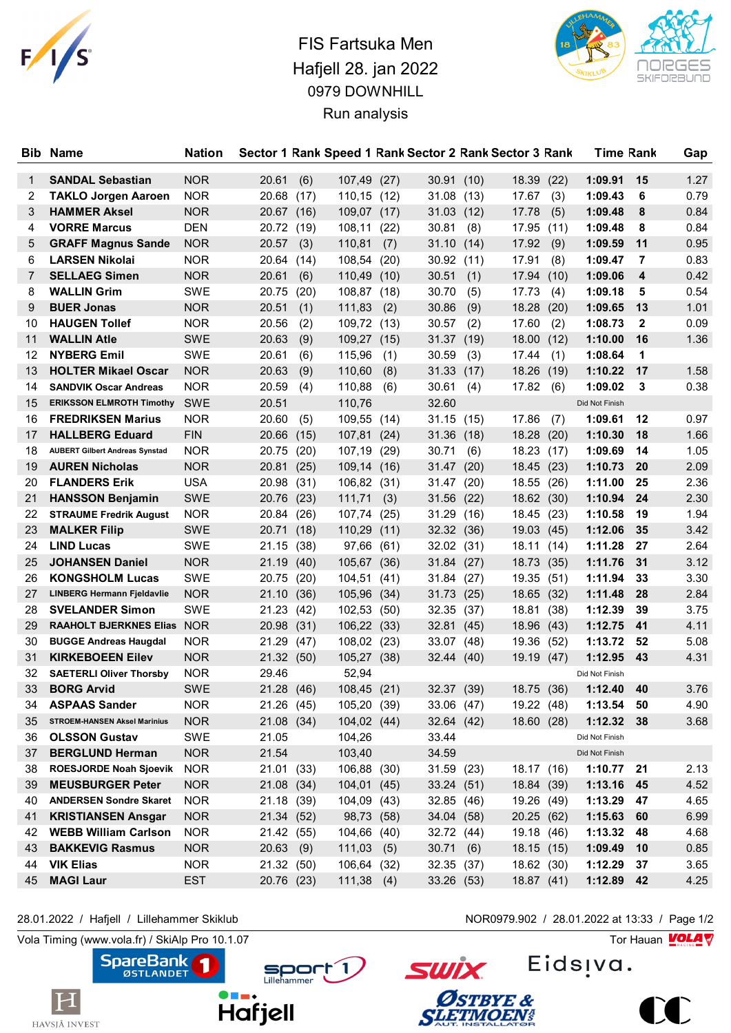# FIS Fartsuka Men

## Hafjell 28. jan 2022

## 0979 DOWNHILL

## Run analysis

| Bib | Name | Nation | Sector 1 | Rank | Speed 1 | Rank | Sector 2 | Rank | Sector 3 | Rank | Time | Rank | Gap |
|---|---|---|---|---|---|---|---|---|---|---|---|---|---|
| 1 | SANDAL Sebastian | NOR | 20.61 | (6) | 107,49 | (27) | 30.91 | (10) | 18.39 | (22) | 1:09.91 | 15 | 1.27 |
| 2 | TAKLO Jorgen Aaroen | NOR | 20.68 | (17) | 110,15 | (12) | 31.08 | (13) | 17.67 | (3) | 1:09.43 | 6 | 0.79 |
| 3 | HAMMER Aksel | NOR | 20.67 | (16) | 109,07 | (17) | 31.03 | (12) | 17.78 | (5) | 1:09.48 | 8 | 0.84 |
| 4 | VORRE Marcus | DEN | 20.72 | (19) | 108,11 | (22) | 30.81 | (8) | 17.95 | (11) | 1:09.48 | 8 | 0.84 |
| 5 | GRAFF Magnus Sande | NOR | 20.57 | (3) | 110,81 | (7) | 31.10 | (14) | 17.92 | (9) | 1:09.59 | 11 | 0.95 |
| 6 | LARSEN Nikolai | NOR | 20.64 | (14) | 108,54 | (20) | 30.92 | (11) | 17.91 | (8) | 1:09.47 | 7 | 0.83 |
| 7 | SELLAEG Simen | NOR | 20.61 | (6) | 110,49 | (10) | 30.51 | (1) | 17.94 | (10) | 1:09.06 | 4 | 0.42 |
| 8 | WALLIN Grim | SWE | 20.75 | (20) | 108,87 | (18) | 30.70 | (5) | 17.73 | (4) | 1:09.18 | 5 | 0.54 |
| 9 | BUER Jonas | NOR | 20.51 | (1) | 111,83 | (2) | 30.86 | (9) | 18.28 | (20) | 1:09.65 | 13 | 1.01 |
| 10 | HAUGEN Tollef | NOR | 20.56 | (2) | 109,72 | (13) | 30.57 | (2) | 17.60 | (2) | 1:08.73 | 2 | 0.09 |
| 11 | WALLIN Atle | SWE | 20.63 | (9) | 109,27 | (15) | 31.37 | (19) | 18.00 | (12) | 1:10.00 | 16 | 1.36 |
| 12 | NYBERG Emil | SWE | 20.61 | (6) | 115,96 | (1) | 30.59 | (3) | 17.44 | (1) | 1:08.64 | 1 | |
| 13 | HOLTER Mikael Oscar | NOR | 20.63 | (9) | 110,60 | (8) | 31.33 | (17) | 18.26 | (19) | 1:10.22 | 17 | 1.58 |
| 14 | SANDVIK Oscar Andreas | NOR | 20.59 | (4) | 110,88 | (6) | 30.61 | (4) | 17.82 | (6) | 1:09.02 | 3 | 0.38 |
| 15 | ERIKSSON ELMROTH Timothy | SWE | 20.51 | | 110,76 | | 32.60 | | | | Did Not Finish | | |
| 16 | FREDRIKSEN Marius | NOR | 20.60 | (5) | 109,55 | (14) | 31.15 | (15) | 17.86 | (7) | 1:09.61 | 12 | 0.97 |
| 17 | HALLBERG Eduard | FIN | 20.66 | (15) | 107,81 | (24) | 31.36 | (18) | 18.28 | (20) | 1:10.30 | 18 | 1.66 |
| 18 | AUBERT Gilbert Andreas Synstad | NOR | 20.75 | (20) | 107,19 | (29) | 30.71 | (6) | 18.23 | (17) | 1:09.69 | 14 | 1.05 |
| 19 | AUREN Nicholas | NOR | 20.81 | (25) | 109,14 | (16) | 31.47 | (20) | 18.45 | (23) | 1:10.73 | 20 | 2.09 |
| 20 | FLANDERS Erik | USA | 20.98 | (31) | 106,82 | (31) | 31.47 | (20) | 18.55 | (26) | 1:11.00 | 25 | 2.36 |
| 21 | HANSSON Benjamin | SWE | 20.76 | (23) | 111,71 | (3) | 31.56 | (22) | 18.62 | (30) | 1:10.94 | 24 | 2.30 |
| 22 | STRAUME Fredrik August | NOR | 20.84 | (26) | 107,74 | (25) | 31.29 | (16) | 18.45 | (23) | 1:10.58 | 19 | 1.94 |
| 23 | MALKER Filip | SWE | 20.71 | (18) | 110,29 | (11) | 32.32 | (36) | 19.03 | (45) | 1:12.06 | 35 | 3.42 |
| 24 | LIND Lucas | SWE | 21.15 | (38) | 97,66 | (61) | 32.02 | (31) | 18.11 | (14) | 1:11.28 | 27 | 2.64 |
| 25 | JOHANSEN Daniel | NOR | 21.19 | (40) | 105,67 | (36) | 31.84 | (27) | 18.73 | (35) | 1:11.76 | 31 | 3.12 |
| 26 | KONGSHOLM Lucas | SWE | 20.75 | (20) | 104,51 | (41) | 31.84 | (27) | 19.35 | (51) | 1:11.94 | 33 | 3.30 |
| 27 | LINBERG Hermann Fjeldavlie | NOR | 21.10 | (36) | 105,96 | (34) | 31.73 | (25) | 18.65 | (32) | 1:11.48 | 28 | 2.84 |
| 28 | SVELANDER Simon | SWE | 21.23 | (42) | 102,53 | (50) | 32.35 | (37) | 18.81 | (38) | 1:12.39 | 39 | 3.75 |
| 29 | RAAHOLT BJERKNES Elias | NOR | 20.98 | (31) | 106,22 | (33) | 32.81 | (45) | 18.96 | (43) | 1:12.75 | 41 | 4.11 |
| 30 | BUGGE Andreas Haugdal | NOR | 21.29 | (47) | 108,02 | (23) | 33.07 | (48) | 19.36 | (52) | 1:13.72 | 52 | 5.08 |
| 31 | KIRKEBOEEN Eilev | NOR | 21.32 | (50) | 105,27 | (38) | 32.44 | (40) | 19.19 | (47) | 1:12.95 | 43 | 4.31 |
| 32 | SAETERLI Oliver Thorsby | NOR | 29.46 | | 52,94 | | | | | | Did Not Finish | | |
| 33 | BORG Arvid | SWE | 21.28 | (46) | 108,45 | (21) | 32.37 | (39) | 18.75 | (36) | 1:12.40 | 40 | 3.76 |
| 34 | ASPAAS Sander | NOR | 21.26 | (45) | 105,20 | (39) | 33.06 | (47) | 19.22 | (48) | 1:13.54 | 50 | 4.90 |
| 35 | STROEM-HANSEN Aksel Marinius | NOR | 21.08 | (34) | 104,02 | (44) | 32.64 | (42) | 18.60 | (28) | 1:12.32 | 38 | 3.68 |
| 36 | OLSSON Gustav | SWE | 21.05 | | 104,26 | | 33.44 | | | | Did Not Finish | | |
| 37 | BERGLUND Herman | NOR | 21.54 | | 103,40 | | 34.59 | | | | Did Not Finish | | |
| 38 | ROESJORDE Noah Sjoevik | NOR | 21.01 | (33) | 106,88 | (30) | 31.59 | (23) | 18.17 | (16) | 1:10.77 | 21 | 2.13 |
| 39 | MEUSBURGER Peter | NOR | 21.08 | (34) | 104,01 | (45) | 33.24 | (51) | 18.84 | (39) | 1:13.16 | 45 | 4.52 |
| 40 | ANDERSEN Sondre Skaret | NOR | 21.18 | (39) | 104,09 | (43) | 32.85 | (46) | 19.26 | (49) | 1:13.29 | 47 | 4.65 |
| 41 | KRISTIANSEN Ansgar | NOR | 21.34 | (52) | 98,73 | (58) | 34.04 | (58) | 20.25 | (62) | 1:15.63 | 60 | 6.99 |
| 42 | WEBB William Carlson | NOR | 21.42 | (55) | 104,66 | (40) | 32.72 | (44) | 19.18 | (46) | 1:13.32 | 48 | 4.68 |
| 43 | BAKKEVIG Rasmus | NOR | 20.63 | (9) | 111,03 | (5) | 30.71 | (6) | 18.15 | (15) | 1:09.49 | 10 | 0.85 |
| 44 | VIK Elias | NOR | 21.32 | (50) | 106,64 | (32) | 32.35 | (37) | 18.62 | (30) | 1:12.29 | 37 | 3.65 |
| 45 | MAGI Laur | EST | 20.76 | (23) | 111,38 | (4) | 33.26 | (53) | 18.87 | (41) | 1:12.89 | 42 | 4.25 |

28.01.2022 / Hafjell / Lillehammer Skiklub — NOR0979.902 / 28.01.2022 at 13:33

Vola Timing (www.vola.fr) / SkiAlp Pro 10.1.07 — Tor Hauan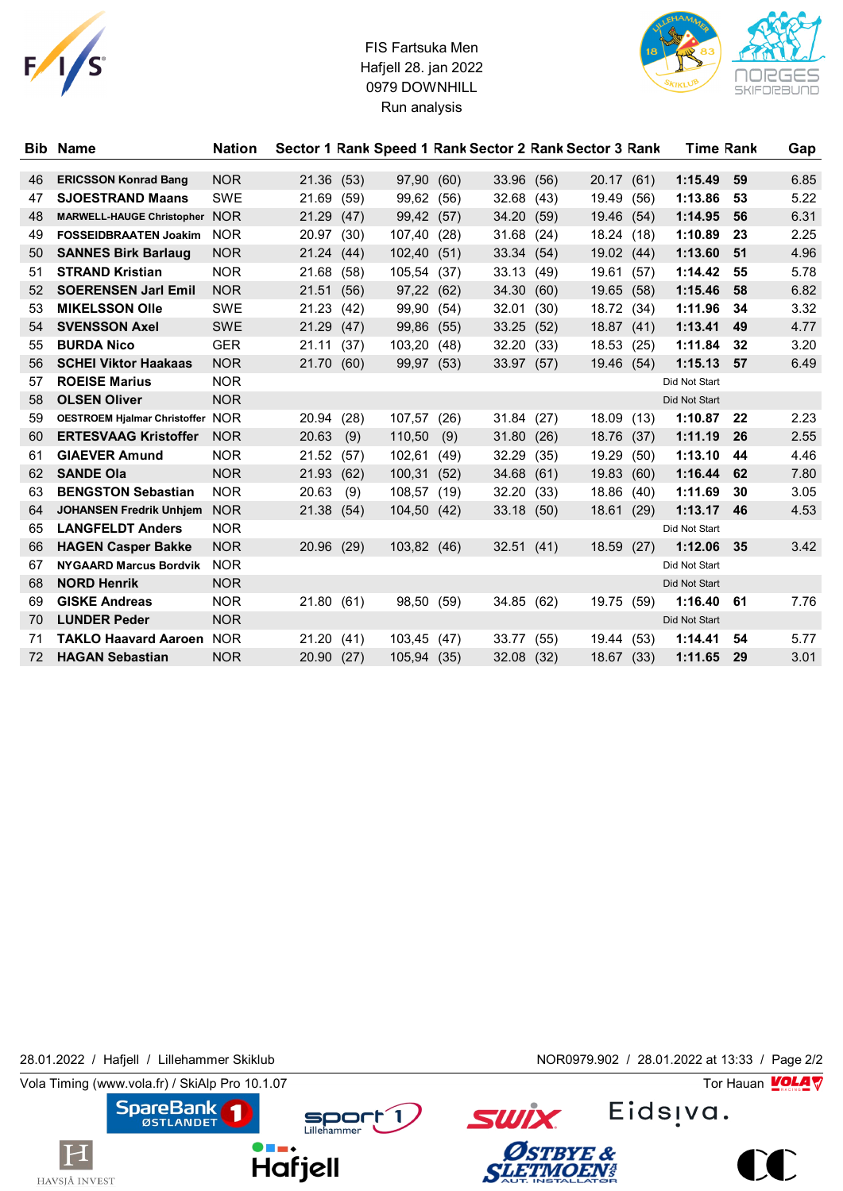FIS Fartsuka Men
Hafjell 28. jan 2022
0979 DOWNHILL
Run analysis

| Bib | Name | Nation | Sector 1 | Rank | Speed 1 | Rank | Sector 2 | Rank | Sector 3 | Rank | Time | Rank | Gap |
|---|---|---|---|---|---|---|---|---|---|---|---|---|---|
| 46 | ERICSSON Konrad Bang | NOR | 21.36 | (53) | 97,90 | (60) | 33.96 | (56) | 20.17 | (61) | **1:15.49** | **59** | 6.85 |
| 47 | SJOESTRAND Maans | SWE | 21.69 | (59) | 99,62 | (56) | 32.68 | (43) | 19.49 | (56) | **1:13.86** | **53** | 5.22 |
| 48 | MARWELL-HAUGE Christopher | NOR | 21.29 | (47) | 99,42 | (57) | 34.20 | (59) | 19.46 | (54) | **1:14.95** | **56** | 6.31 |
| 49 | FOSSEIDBRAATEN Joakim | NOR | 20.97 | (30) | 107,40 | (28) | 31.68 | (24) | 18.24 | (18) | **1:10.89** | **23** | 2.25 |
| 50 | SANNES Birk Barlaug | NOR | 21.24 | (44) | 102,40 | (51) | 33.34 | (54) | 19.02 | (44) | **1:13.60** | **51** | 4.96 |
| 51 | STRAND Kristian | NOR | 21.68 | (58) | 105,54 | (37) | 33.13 | (49) | 19.61 | (57) | **1:14.42** | **55** | 5.78 |
| 52 | SOERENSEN Jarl Emil | NOR | 21.51 | (56) | 97,22 | (62) | 34.30 | (60) | 19.65 | (58) | **1:15.46** | **58** | 6.82 |
| 53 | MIKELSSON Olle | SWE | 21.23 | (42) | 99,90 | (54) | 32.01 | (30) | 18.72 | (34) | **1:11.96** | **34** | 3.32 |
| 54 | SVENSSON Axel | SWE | 21.29 | (47) | 99,86 | (55) | 33.25 | (52) | 18.87 | (41) | **1:13.41** | **49** | 4.77 |
| 55 | BURDA Nico | GER | 21.11 | (37) | 103,20 | (48) | 32.20 | (33) | 18.53 | (25) | **1:11.84** | **32** | 3.20 |
| 56 | SCHEI Viktor Haakaas | NOR | 21.70 | (60) | 99,97 | (53) | 33.97 | (57) | 19.46 | (54) | **1:15.13** | **57** | 6.49 |
| 57 | ROEISE Marius | NOR | | | | | | | | | Did Not Start | | |
| 58 | OLSEN Oliver | NOR | | | | | | | | | Did Not Start | | |
| 59 | OESTROEM Hjalmar Christoffer | NOR | 20.94 | (28) | 107,57 | (26) | 31.84 | (27) | 18.09 | (13) | **1:10.87** | **22** | 2.23 |
| 60 | ERTESVAAG Kristoffer | NOR | 20.63 | (9) | 110,50 | (9) | 31.80 | (26) | 18.76 | (37) | **1:11.19** | **26** | 2.55 |
| 61 | GIAEVER Amund | NOR | 21.52 | (57) | 102,61 | (49) | 32.29 | (35) | 19.29 | (50) | **1:13.10** | **44** | 4.46 |
| 62 | SANDE Ola | NOR | 21.93 | (62) | 100,31 | (52) | 34.68 | (61) | 19.83 | (60) | **1:16.44** | **62** | 7.80 |
| 63 | BENGSTON Sebastian | NOR | 20.63 | (9) | 108,57 | (19) | 32.20 | (33) | 18.86 | (40) | **1:11.69** | **30** | 3.05 |
| 64 | JOHANSEN Fredrik Unhjem | NOR | 21.38 | (54) | 104,50 | (42) | 33.18 | (50) | 18.61 | (29) | **1:13.17** | **46** | 4.53 |
| 65 | LANGFELDT Anders | NOR | | | | | | | | | Did Not Start | | |
| 66 | HAGEN Casper Bakke | NOR | 20.96 | (29) | 103,82 | (46) | 32.51 | (41) | 18.59 | (27) | **1:12.06** | **35** | 3.42 |
| 67 | NYGAARD Marcus Bordvik | NOR | | | | | | | | | Did Not Start | | |
| 68 | NORD Henrik | NOR | | | | | | | | | Did Not Start | | |
| 69 | GISKE Andreas | NOR | 21.80 | (61) | 98,50 | (59) | 34.85 | (62) | 19.75 | (59) | **1:16.40** | **61** | 7.76 |
| 70 | LUNDER Peder | NOR | | | | | | | | | Did Not Start | | |
| 71 | TAKLO Haavard Aaroen | NOR | 21.20 | (41) | 103,45 | (47) | 33.77 | (55) | 19.44 | (53) | **1:14.41** | **54** | 5.77 |
| 72 | HAGAN Sebastian | NOR | 20.90 | (27) | 105,94 | (35) | 32.08 | (32) | 18.67 | (33) | **1:11.65** | **29** | 3.01 |

28.01.2022 / Hafjell / Lillehammer Skiklub
NOR0979.902 / 28.01.2022 at 13:33

Vola Timing (www.vola.fr) / SkiAlp Pro 10.1.07
Tor Hauan